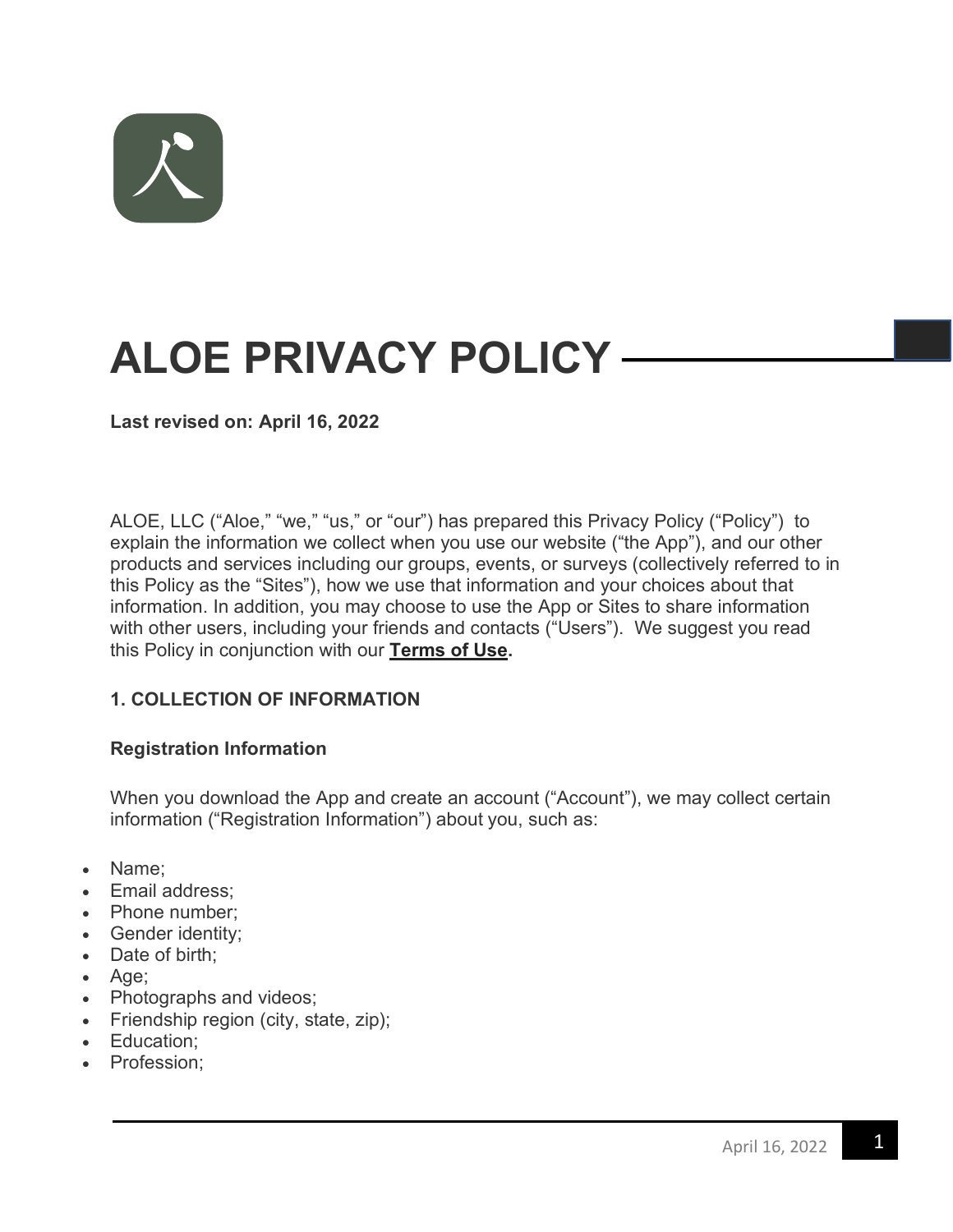# ALOE PRIVACY POLICY

**Last revised on: April 16, 2022**

ALOE, LLC ("Aloe," "we," "us," or "our") has prepared this Privacy Policy ("Policy") to explain the information we collect when you use our website ("the App"), and our other products and services including our groups, events, or surveys (collectively referred to in this Policy as the "Sites"), how we use that information and your choices about that information. In addition, you may choose to use the App or Sites to share information with other users, including your friends and contacts ("Users"). We suggest you read this Policy in conjunction with our **Terms of Use.**

## 1. COLLECTION OF INFORMATION

### Registration Information

When you download the App and create an account ("Account"), we may collect certain information ("Registration Information") about you, such as:

- Name;
- Email address;
- Phone number;
- Gender identity;
- Date of birth;
- Age;
- Photographs and videos;
- Friendship region (city, state, zip);
- Education;
- Profession;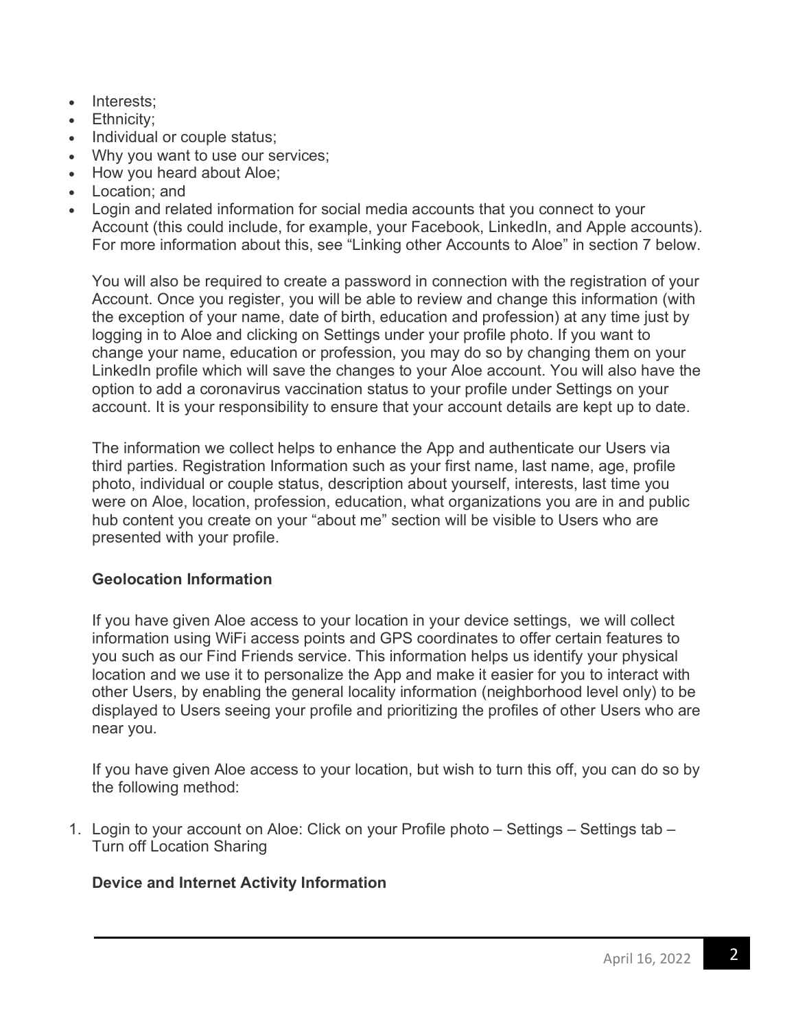- Interests;
- Ethnicity;
- Individual or couple status;
- Why you want to use our services;
- How you heard about Aloe;
- Location; and
- Login and related information for social media accounts that you connect to your Account (this could include, for example, your Facebook, LinkedIn, and Apple accounts). For more information about this, see "Linking other Accounts to Aloe" in section 7 below.

  You will also be required to create a password in connection with the registration of your Account. Once you register, you will be able to review and change this information (with the exception of your name, date of birth, education and profession) at any time just by logging in to Aloe and clicking on Settings under your profile photo. If you want to change your name, education or profession, you may do so by changing them on your LinkedIn profile which will save the changes to your Aloe account. You will also have the option to add a coronavirus vaccination status to your profile under Settings on your account. It is your responsibility to ensure that your account details are kept up to date.

  The information we collect helps to enhance the App and authenticate our Users via third parties. Registration Information such as your first name, last name, age, profile photo, individual or couple status, description about yourself, interests, last time you were on Aloe, location, profession, education, what organizations you are in and public hub content you create on your "about me" section will be visible to Users who are presented with your profile.

**Geolocation Information**

If you have given Aloe access to your location in your device settings, we will collect information using WiFi access points and GPS coordinates to offer certain features to you such as our Find Friends service. This information helps us identify your physical location and we use it to personalize the App and make it easier for you to interact with other Users, by enabling the general locality information (neighborhood level only) to be displayed to Users seeing your profile and prioritizing the profiles of other Users who are near you.

If you have given Aloe access to your location, but wish to turn this off, you can do so by the following method:

1. Login to your account on Aloe: Click on your Profile photo – Settings – Settings tab – Turn off Location Sharing

**Device and Internet Activity Information**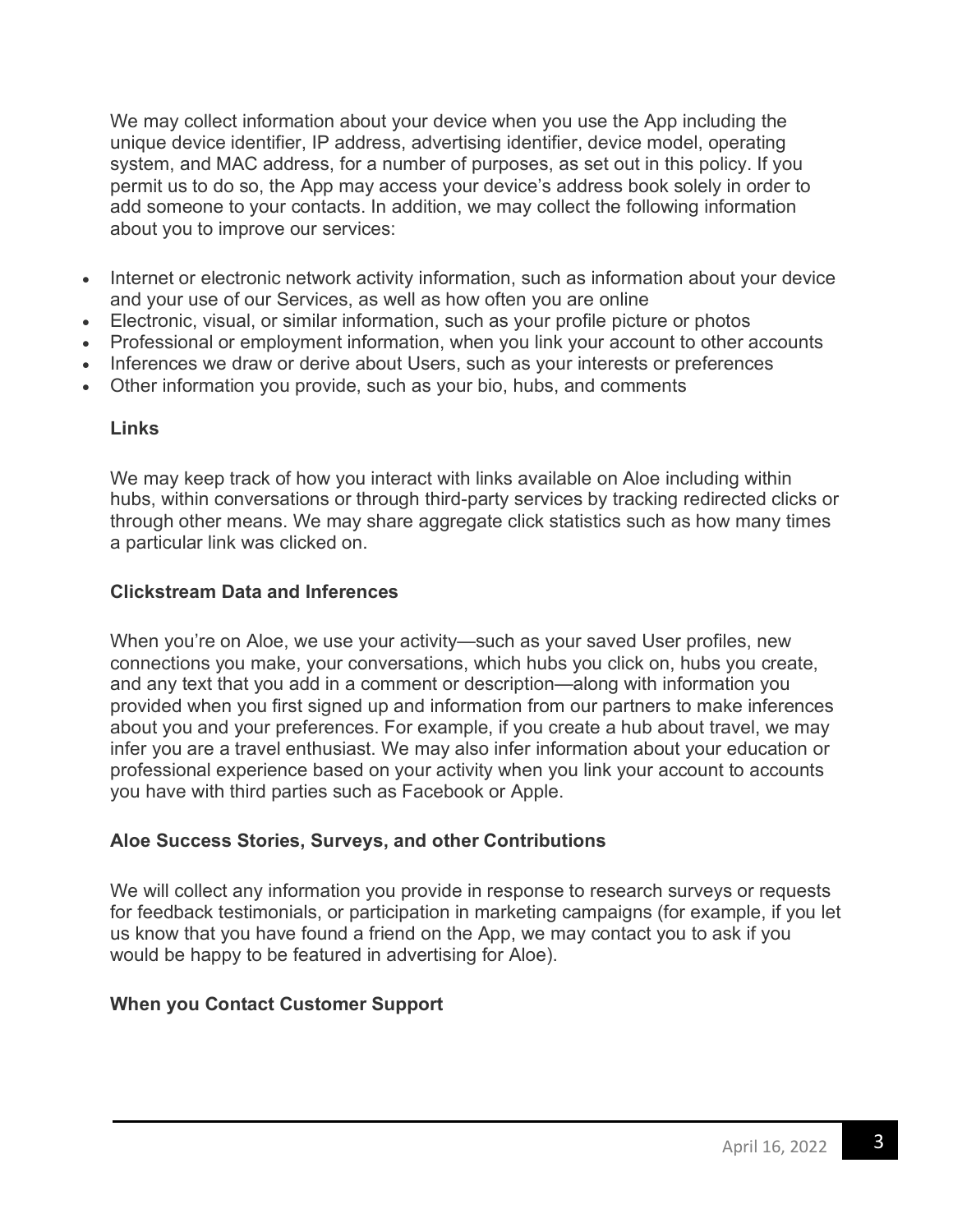We may collect information about your device when you use the App including the unique device identifier, IP address, advertising identifier, device model, operating system, and MAC address, for a number of purposes, as set out in this policy. If you permit us to do so, the App may access your device's address book solely in order to add someone to your contacts. In addition, we may collect the following information about you to improve our services:

- Internet or electronic network activity information, such as information about your device and your use of our Services, as well as how often you are online
- Electronic, visual, or similar information, such as your profile picture or photos
- Professional or employment information, when you link your account to other accounts
- Inferences we draw or derive about Users, such as your interests or preferences
- Other information you provide, such as your bio, hubs, and comments

**Links**

We may keep track of how you interact with links available on Aloe including within hubs, within conversations or through third-party services by tracking redirected clicks or through other means. We may share aggregate click statistics such as how many times a particular link was clicked on.

**Clickstream Data and Inferences**

When you're on Aloe, we use your activity—such as your saved User profiles, new connections you make, your conversations, which hubs you click on, hubs you create, and any text that you add in a comment or description—along with information you provided when you first signed up and information from our partners to make inferences about you and your preferences. For example, if you create a hub about travel, we may infer you are a travel enthusiast. We may also infer information about your education or professional experience based on your activity when you link your account to accounts you have with third parties such as Facebook or Apple.

**Aloe Success Stories, Surveys, and other Contributions**

We will collect any information you provide in response to research surveys or requests for feedback testimonials, or participation in marketing campaigns (for example, if you let us know that you have found a friend on the App, we may contact you to ask if you would be happy to be featured in advertising for Aloe).

**When you Contact Customer Support**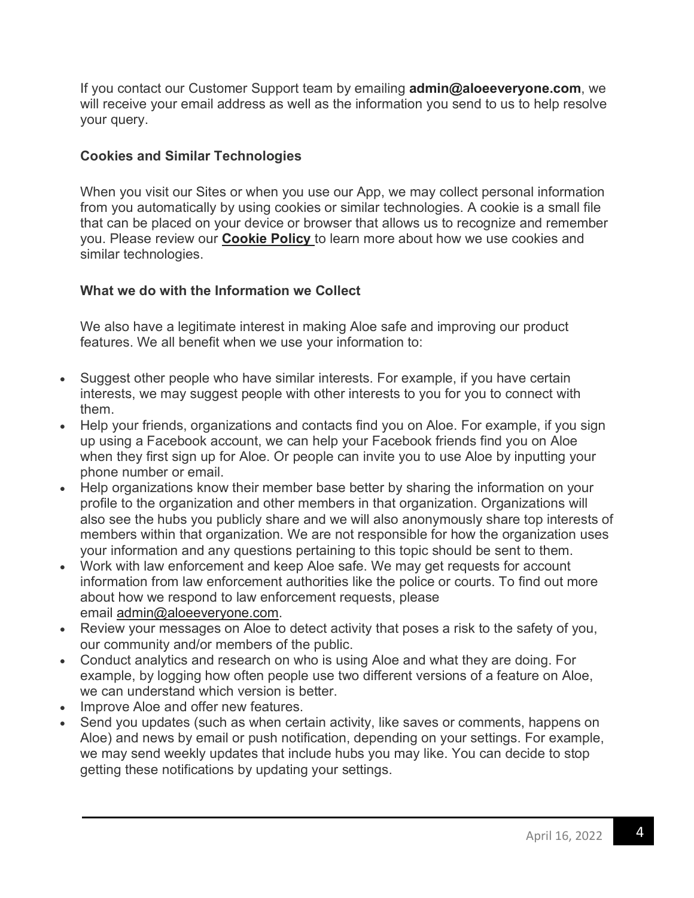If you contact our Customer Support team by emailing **admin@aloeeveryone.com**, we will receive your email address as well as the information you send to us to help resolve your query.

**Cookies and Similar Technologies**

When you visit our Sites or when you use our App, we may collect personal information from you automatically by using cookies or similar technologies. A cookie is a small file that can be placed on your device or browser that allows us to recognize and remember you. Please review our **Cookie Policy** to learn more about how we use cookies and similar technologies.

**What we do with the Information we Collect**

We also have a legitimate interest in making Aloe safe and improving our product features. We all benefit when we use your information to:

- Suggest other people who have similar interests. For example, if you have certain interests, we may suggest people with other interests to you for you to connect with them.
- Help your friends, organizations and contacts find you on Aloe. For example, if you sign up using a Facebook account, we can help your Facebook friends find you on Aloe when they first sign up for Aloe. Or people can invite you to use Aloe by inputting your phone number or email.
- Help organizations know their member base better by sharing the information on your profile to the organization and other members in that organization. Organizations will also see the hubs you publicly share and we will also anonymously share top interests of members within that organization. We are not responsible for how the organization uses your information and any questions pertaining to this topic should be sent to them.
- Work with law enforcement and keep Aloe safe. We may get requests for account information from law enforcement authorities like the police or courts. To find out more about how we respond to law enforcement requests, please email admin@aloeeveryone.com.
- Review your messages on Aloe to detect activity that poses a risk to the safety of you, our community and/or members of the public.
- Conduct analytics and research on who is using Aloe and what they are doing. For example, by logging how often people use two different versions of a feature on Aloe, we can understand which version is better.
- Improve Aloe and offer new features.
- Send you updates (such as when certain activity, like saves or comments, happens on Aloe) and news by email or push notification, depending on your settings. For example, we may send weekly updates that include hubs you may like. You can decide to stop getting these notifications by updating your settings.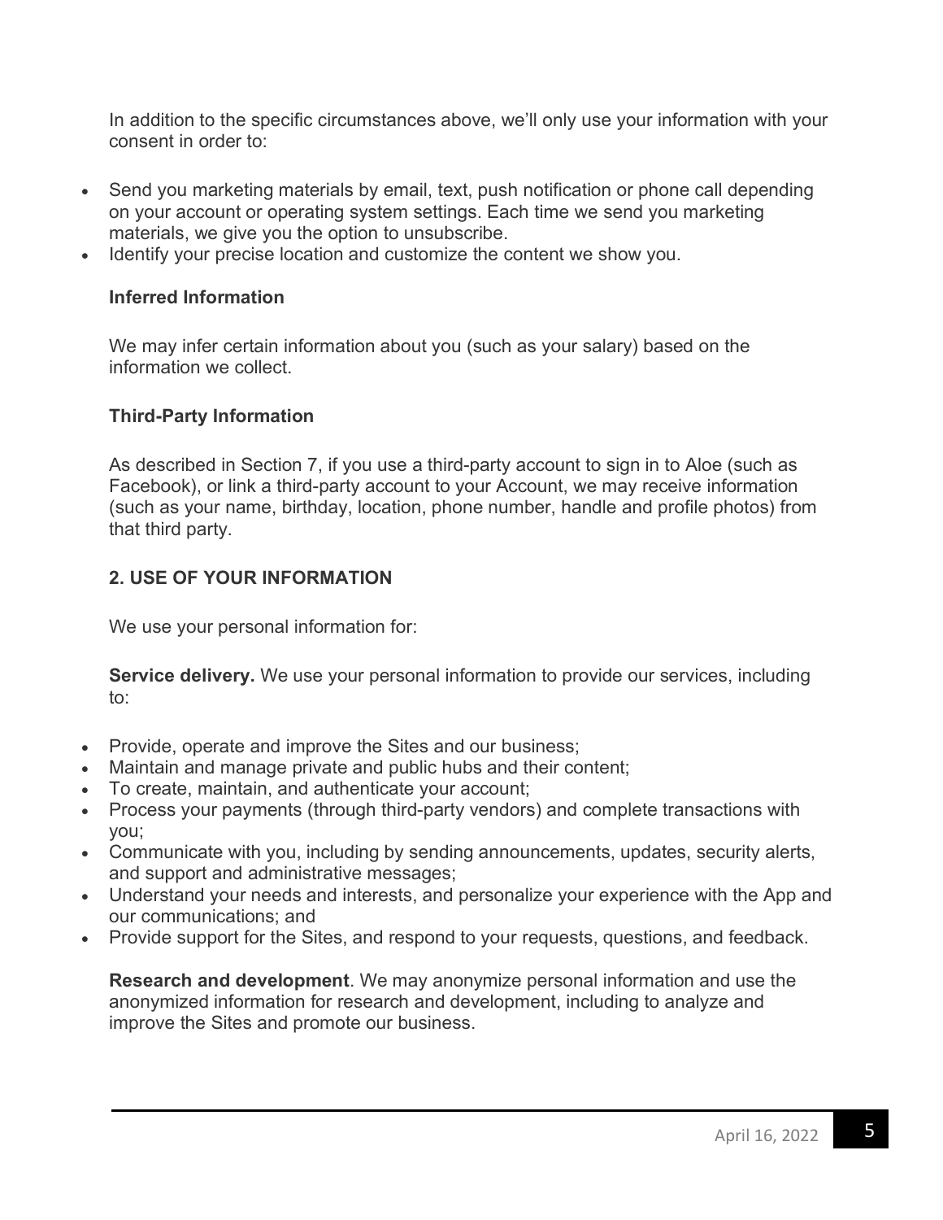In addition to the specific circumstances above, we'll only use your information with your consent in order to:

- Send you marketing materials by email, text, push notification or phone call depending on your account or operating system settings. Each time we send you marketing materials, we give you the option to unsubscribe.
- Identify your precise location and customize the content we show you.

**Inferred Information**

We may infer certain information about you (such as your salary) based on the information we collect.

**Third-Party Information**

As described in Section 7, if you use a third-party account to sign in to Aloe (such as Facebook), or link a third-party account to your Account, we may receive information (such as your name, birthday, location, phone number, handle and profile photos) from that third party.

## 2. USE OF YOUR INFORMATION

We use your personal information for:

**Service delivery.** We use your personal information to provide our services, including to:

- Provide, operate and improve the Sites and our business;
- Maintain and manage private and public hubs and their content;
- To create, maintain, and authenticate your account;
- Process your payments (through third-party vendors) and complete transactions with you;
- Communicate with you, including by sending announcements, updates, security alerts, and support and administrative messages;
- Understand your needs and interests, and personalize your experience with the App and our communications; and
- Provide support for the Sites, and respond to your requests, questions, and feedback.

**Research and development**. We may anonymize personal information and use the anonymized information for research and development, including to analyze and improve the Sites and promote our business.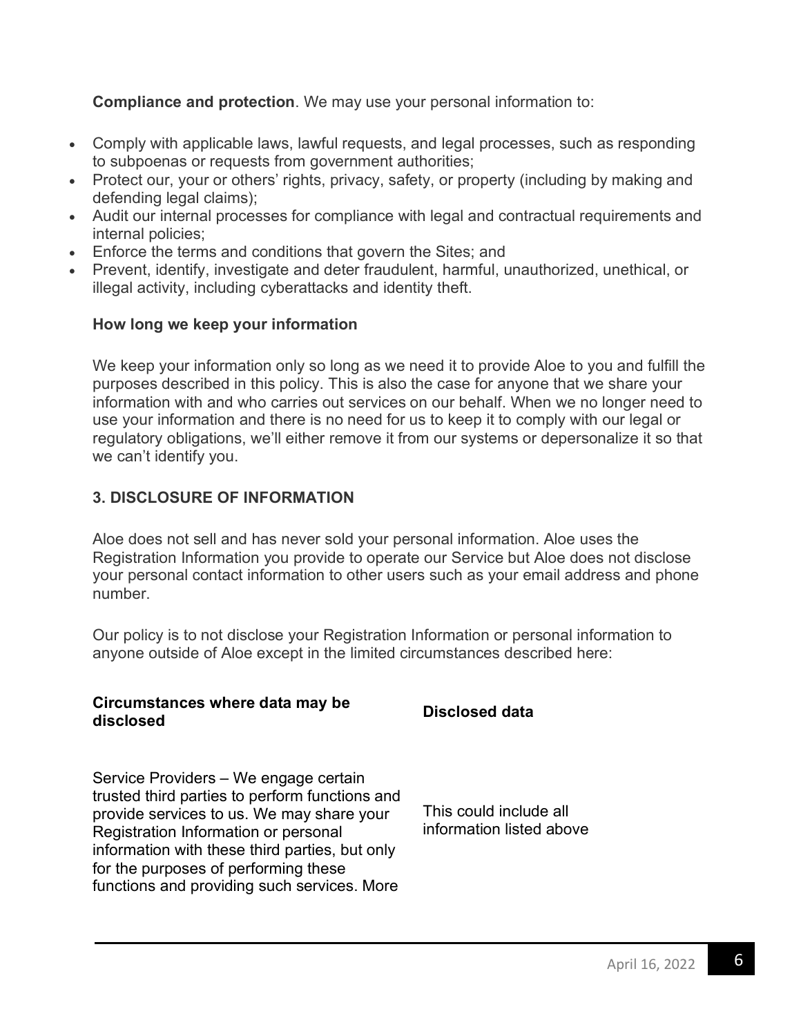**Compliance and protection**. We may use your personal information to:

- Comply with applicable laws, lawful requests, and legal processes, such as responding to subpoenas or requests from government authorities;
- Protect our, your or others' rights, privacy, safety, or property (including by making and defending legal claims);
- Audit our internal processes for compliance with legal and contractual requirements and internal policies;
- Enforce the terms and conditions that govern the Sites; and
- Prevent, identify, investigate and deter fraudulent, harmful, unauthorized, unethical, or illegal activity, including cyberattacks and identity theft.

**How long we keep your information**

We keep your information only so long as we need it to provide Aloe to you and fulfill the purposes described in this policy. This is also the case for anyone that we share your information with and who carries out services on our behalf. When we no longer need to use your information and there is no need for us to keep it to comply with our legal or regulatory obligations, we'll either remove it from our systems or depersonalize it so that we can't identify you.

### 3. DISCLOSURE OF INFORMATION

Aloe does not sell and has never sold your personal information. Aloe uses the Registration Information you provide to operate our Service but Aloe does not disclose your personal contact information to other users such as your email address and phone number.

Our policy is to not disclose your Registration Information or personal information to anyone outside of Aloe except in the limited circumstances described here:

| **Circumstances where data may be disclosed** | **Disclosed data** |
| --- | --- |
| Service Providers – We engage certain trusted third parties to perform functions and provide services to us. We may share your Registration Information or personal information with these third parties, but only for the purposes of performing these functions and providing such services. More | This could include all information listed above |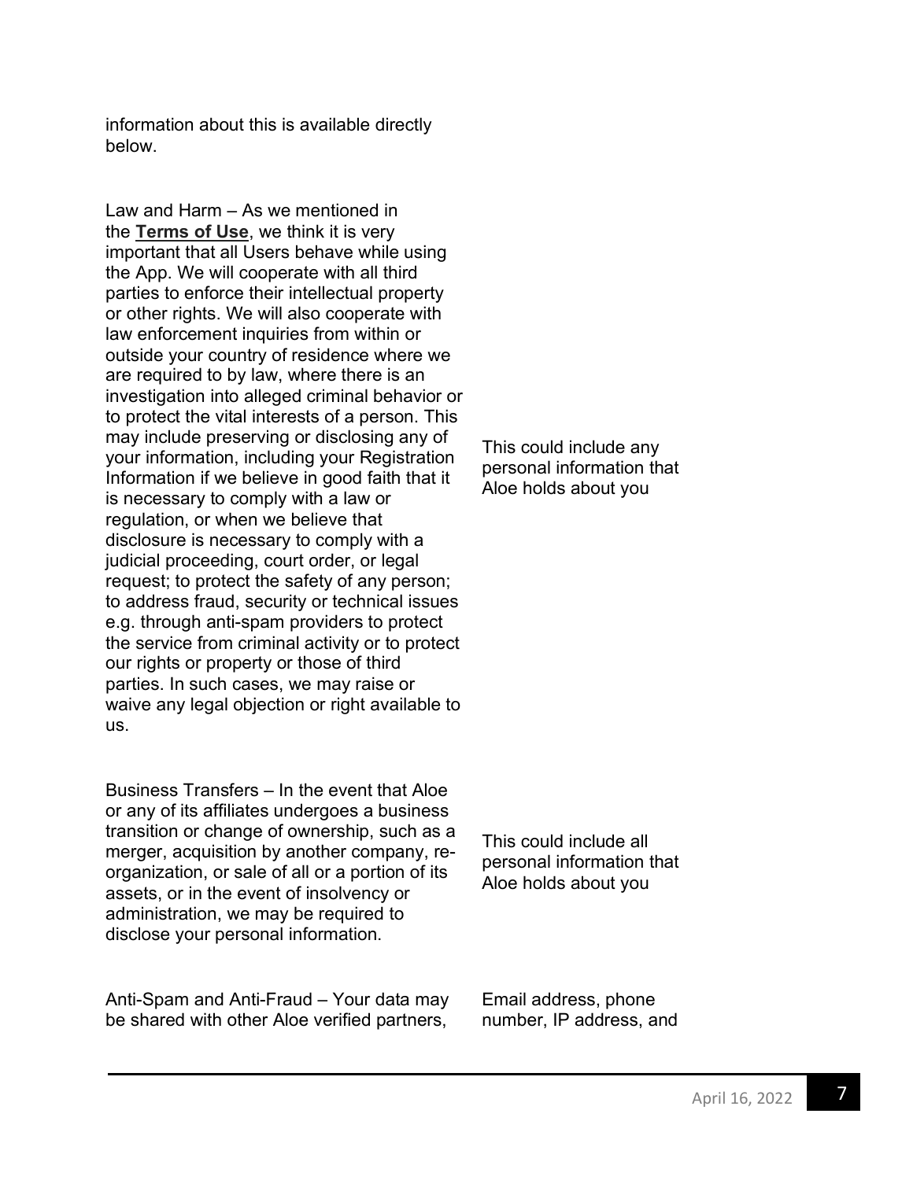information about this is available directly below.

| | |
| --- | --- |
| Law and Harm – As we mentioned in the **Terms of Use**, we think it is very important that all Users behave while using the App. We will cooperate with all third parties to enforce their intellectual property or other rights. We will also cooperate with law enforcement inquiries from within or outside your country of residence where we are required to by law, where there is an investigation into alleged criminal behavior or to protect the vital interests of a person. This may include preserving or disclosing any of your information, including your Registration Information if we believe in good faith that it is necessary to comply with a law or regulation, or when we believe that disclosure is necessary to comply with a judicial proceeding, court order, or legal request; to protect the safety of any person; to address fraud, security or technical issues e.g. through anti-spam providers to protect the service from criminal activity or to protect our rights or property or those of third parties. In such cases, we may raise or waive any legal objection or right available to us. | This could include any personal information that Aloe holds about you |
| Business Transfers – In the event that Aloe or any of its affiliates undergoes a business transition or change of ownership, such as a merger, acquisition by another company, re-organization, or sale of all or a portion of its assets, or in the event of insolvency or administration, we may be required to disclose your personal information. | This could include all personal information that Aloe holds about you |
| Anti-Spam and Anti-Fraud – Your data may be shared with other Aloe verified partners, | Email address, phone number, IP address, and |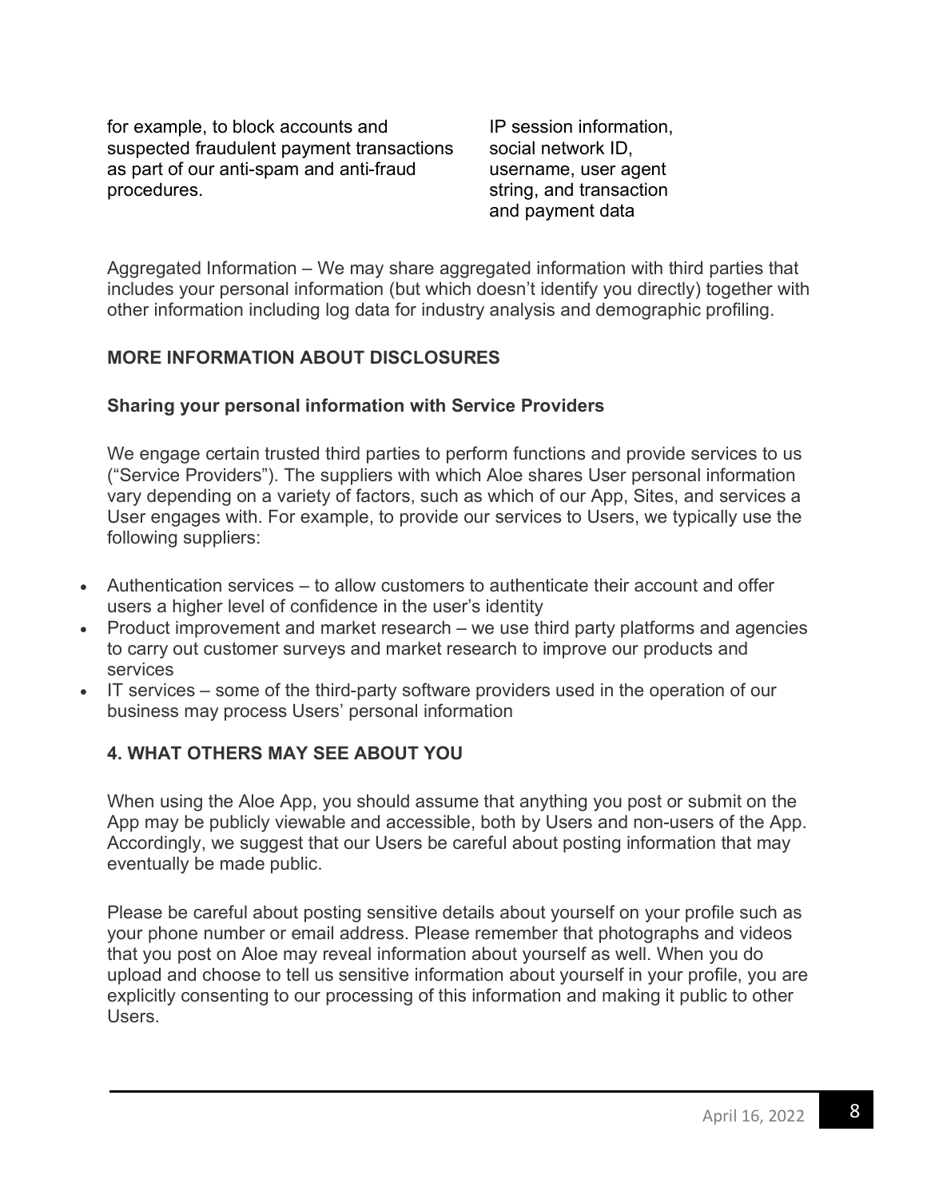| | |
|---|---|
| for example, to block accounts and suspected fraudulent payment transactions as part of our anti-spam and anti-fraud procedures. | IP session information, social network ID, username, user agent string, and transaction and payment data |

Aggregated Information – We may share aggregated information with third parties that includes your personal information (but which doesn't identify you directly) together with other information including log data for industry analysis and demographic profiling.

**MORE INFORMATION ABOUT DISCLOSURES**

**Sharing your personal information with Service Providers**

We engage certain trusted third parties to perform functions and provide services to us ("Service Providers"). The suppliers with which Aloe shares User personal information vary depending on a variety of factors, such as which of our App, Sites, and services a User engages with. For example, to provide our services to Users, we typically use the following suppliers:

- Authentication services – to allow customers to authenticate their account and offer users a higher level of confidence in the user's identity
- Product improvement and market research – we use third party platforms and agencies to carry out customer surveys and market research to improve our products and services
- IT services – some of the third-party software providers used in the operation of our business may process Users' personal information

**4. WHAT OTHERS MAY SEE ABOUT YOU**

When using the Aloe App, you should assume that anything you post or submit on the App may be publicly viewable and accessible, both by Users and non-users of the App. Accordingly, we suggest that our Users be careful about posting information that may eventually be made public.

Please be careful about posting sensitive details about yourself on your profile such as your phone number or email address. Please remember that photographs and videos that you post on Aloe may reveal information about yourself as well. When you do upload and choose to tell us sensitive information about yourself in your profile, you are explicitly consenting to our processing of this information and making it public to other Users.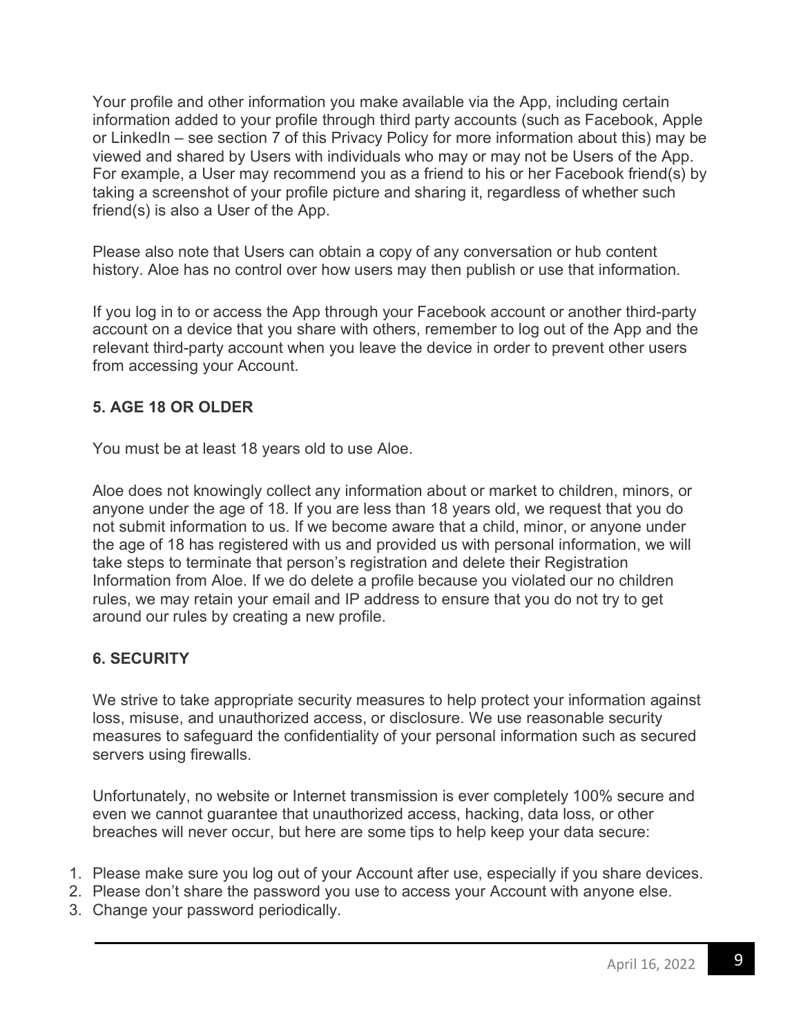Your profile and other information you make available via the App, including certain information added to your profile through third party accounts (such as Facebook, Apple or LinkedIn – see section 7 of this Privacy Policy for more information about this) may be viewed and shared by Users with individuals who may or may not be Users of the App. For example, a User may recommend you as a friend to his or her Facebook friend(s) by taking a screenshot of your profile picture and sharing it, regardless of whether such friend(s) is also a User of the App.

Please also note that Users can obtain a copy of any conversation or hub content history. Aloe has no control over how users may then publish or use that information.

If you log in to or access the App through your Facebook account or another third-party account on a device that you share with others, remember to log out of the App and the relevant third-party account when you leave the device in order to prevent other users from accessing your Account.

### 5. AGE 18 OR OLDER

You must be at least 18 years old to use Aloe.

Aloe does not knowingly collect any information about or market to children, minors, or anyone under the age of 18. If you are less than 18 years old, we request that you do not submit information to us. If we become aware that a child, minor, or anyone under the age of 18 has registered with us and provided us with personal information, we will take steps to terminate that person's registration and delete their Registration Information from Aloe. If we do delete a profile because you violated our no children rules, we may retain your email and IP address to ensure that you do not try to get around our rules by creating a new profile.

### 6. SECURITY

We strive to take appropriate security measures to help protect your information against loss, misuse, and unauthorized access, or disclosure. We use reasonable security measures to safeguard the confidentiality of your personal information such as secured servers using firewalls.

Unfortunately, no website or Internet transmission is ever completely 100% secure and even we cannot guarantee that unauthorized access, hacking, data loss, or other breaches will never occur, but here are some tips to help keep your data secure:

1. Please make sure you log out of your Account after use, especially if you share devices.
2. Please don't share the password you use to access your Account with anyone else.
3. Change your password periodically.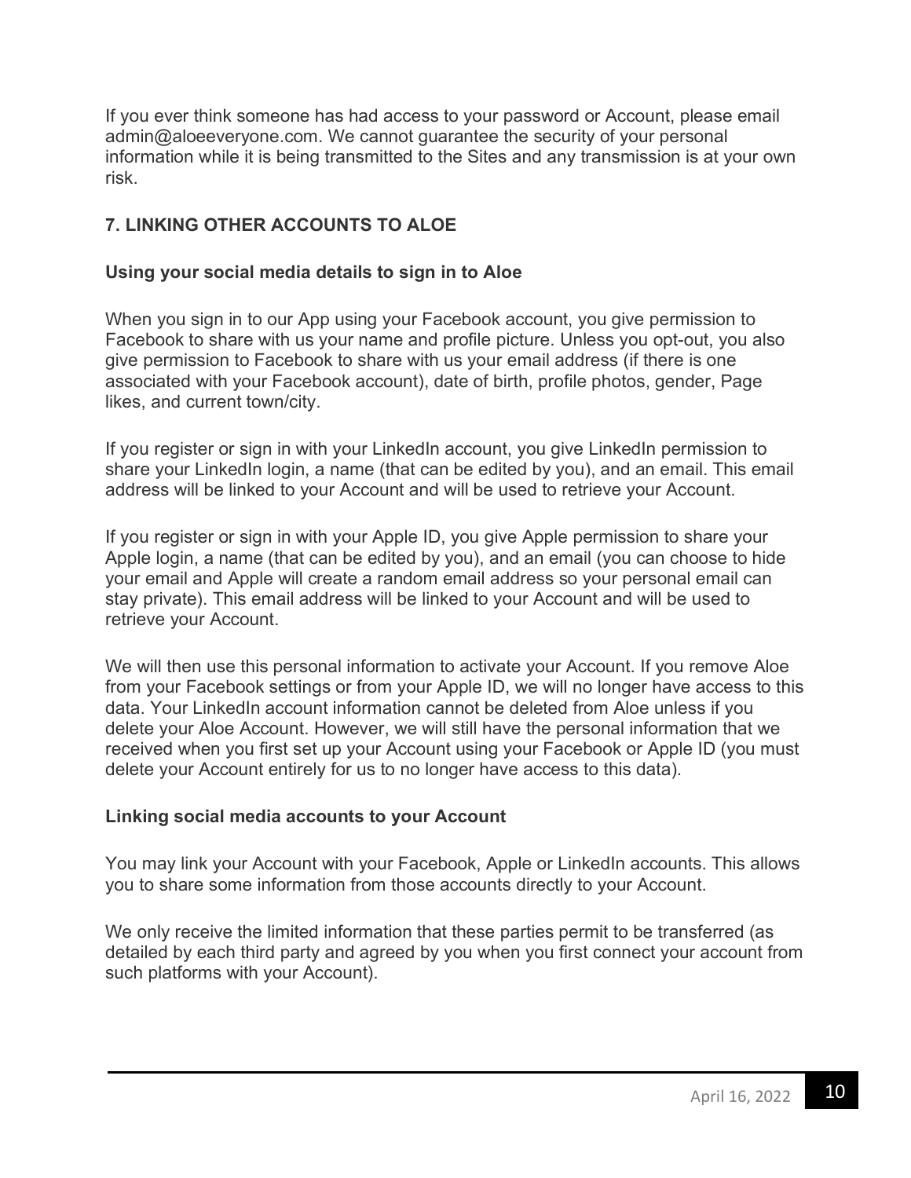If you ever think someone has had access to your password or Account, please email admin@aloeeveryone.com. We cannot guarantee the security of your personal information while it is being transmitted to the Sites and any transmission is at your own risk.

## 7. LINKING OTHER ACCOUNTS TO ALOE

### Using your social media details to sign in to Aloe

When you sign in to our App using your Facebook account, you give permission to Facebook to share with us your name and profile picture. Unless you opt-out, you also give permission to Facebook to share with us your email address (if there is one associated with your Facebook account), date of birth, profile photos, gender, Page likes, and current town/city.

If you register or sign in with your LinkedIn account, you give LinkedIn permission to share your LinkedIn login, a name (that can be edited by you), and an email. This email address will be linked to your Account and will be used to retrieve your Account.

If you register or sign in with your Apple ID, you give Apple permission to share your Apple login, a name (that can be edited by you), and an email (you can choose to hide your email and Apple will create a random email address so your personal email can stay private). This email address will be linked to your Account and will be used to retrieve your Account.

We will then use this personal information to activate your Account. If you remove Aloe from your Facebook settings or from your Apple ID, we will no longer have access to this data. Your LinkedIn account information cannot be deleted from Aloe unless if you delete your Aloe Account. However, we will still have the personal information that we received when you first set up your Account using your Facebook or Apple ID (you must delete your Account entirely for us to no longer have access to this data).

### Linking social media accounts to your Account

You may link your Account with your Facebook, Apple or LinkedIn accounts. This allows you to share some information from those accounts directly to your Account.

We only receive the limited information that these parties permit to be transferred (as detailed by each third party and agreed by you when you first connect your account from such platforms with your Account).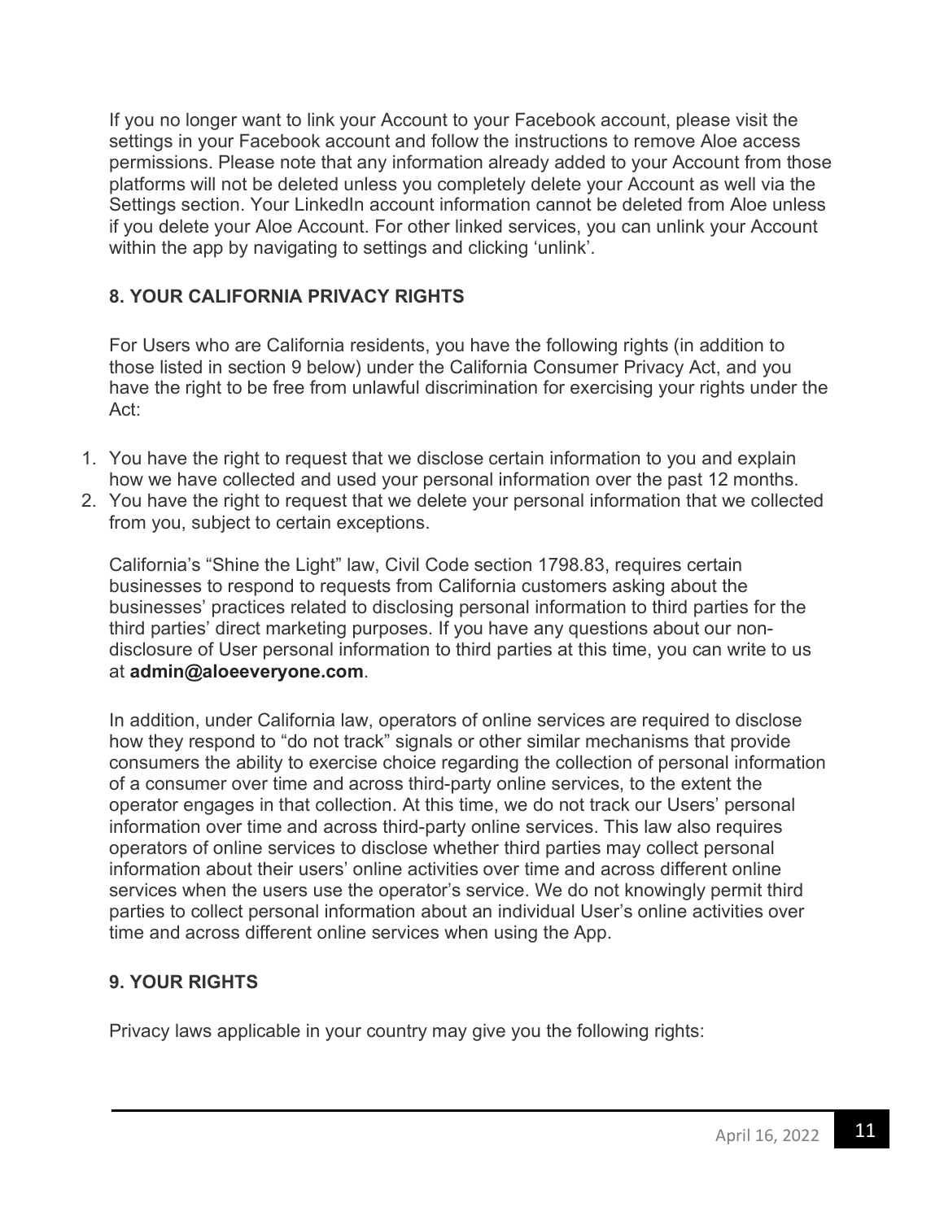If you no longer want to link your Account to your Facebook account, please visit the settings in your Facebook account and follow the instructions to remove Aloe access permissions. Please note that any information already added to your Account from those platforms will not be deleted unless you completely delete your Account as well via the Settings section. Your LinkedIn account information cannot be deleted from Aloe unless if you delete your Aloe Account. For other linked services, you can unlink your Account within the app by navigating to settings and clicking 'unlink'.

## 8. YOUR CALIFORNIA PRIVACY RIGHTS

For Users who are California residents, you have the following rights (in addition to those listed in section 9 below) under the California Consumer Privacy Act, and you have the right to be free from unlawful discrimination for exercising your rights under the Act:

1. You have the right to request that we disclose certain information to you and explain how we have collected and used your personal information over the past 12 months.
2. You have the right to request that we delete your personal information that we collected from you, subject to certain exceptions.

California's "Shine the Light" law, Civil Code section 1798.83, requires certain businesses to respond to requests from California customers asking about the businesses' practices related to disclosing personal information to third parties for the third parties' direct marketing purposes. If you have any questions about our non-disclosure of User personal information to third parties at this time, you can write to us at **admin@aloeeveryone.com**.

In addition, under California law, operators of online services are required to disclose how they respond to "do not track" signals or other similar mechanisms that provide consumers the ability to exercise choice regarding the collection of personal information of a consumer over time and across third-party online services, to the extent the operator engages in that collection. At this time, we do not track our Users' personal information over time and across third-party online services. This law also requires operators of online services to disclose whether third parties may collect personal information about their users' online activities over time and across different online services when the users use the operator's service. We do not knowingly permit third parties to collect personal information about an individual User's online activities over time and across different online services when using the App.

## 9. YOUR RIGHTS

Privacy laws applicable in your country may give you the following rights: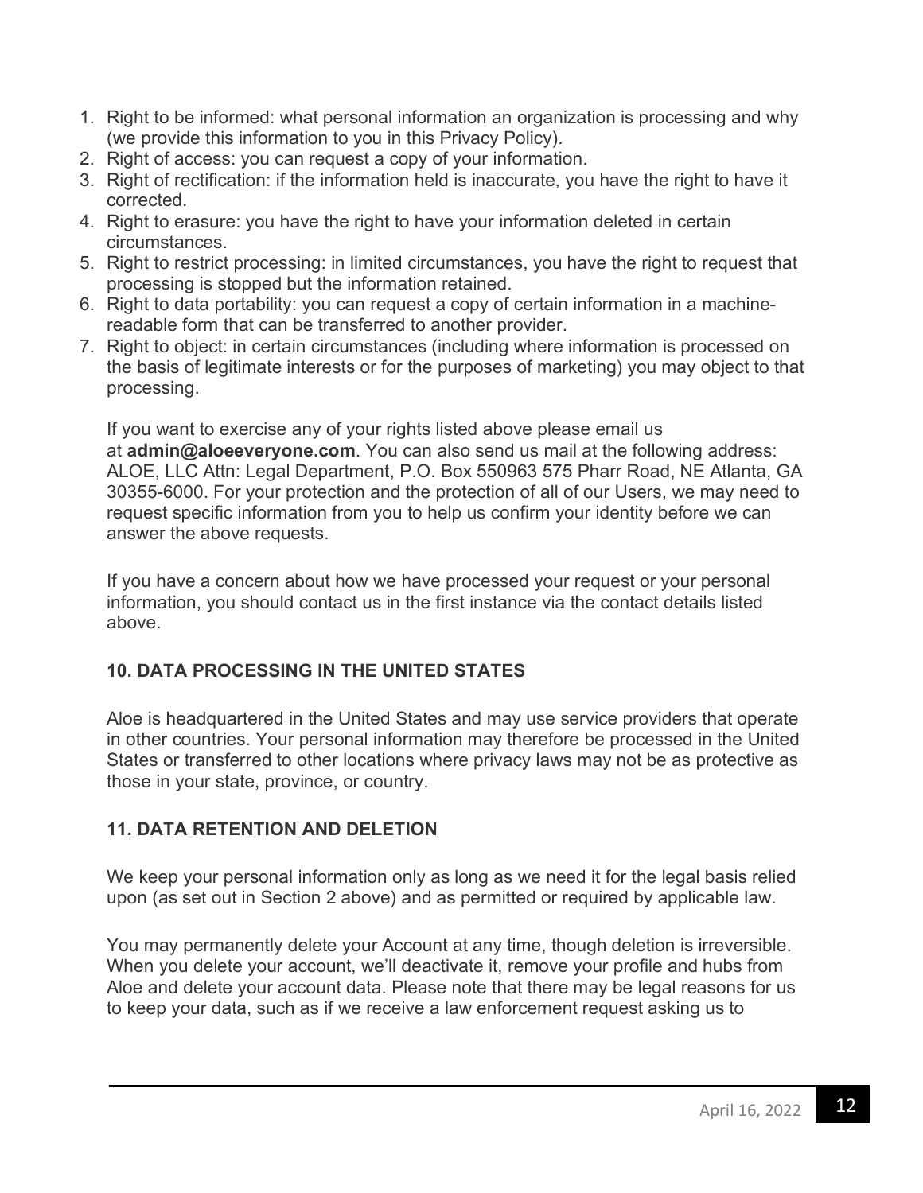1. Right to be informed: what personal information an organization is processing and why (we provide this information to you in this Privacy Policy).
2. Right of access: you can request a copy of your information.
3. Right of rectification: if the information held is inaccurate, you have the right to have it corrected.
4. Right to erasure: you have the right to have your information deleted in certain circumstances.
5. Right to restrict processing: in limited circumstances, you have the right to request that processing is stopped but the information retained.
6. Right to data portability: you can request a copy of certain information in a machine-readable form that can be transferred to another provider.
7. Right to object: in certain circumstances (including where information is processed on the basis of legitimate interests or for the purposes of marketing) you may object to that processing.

If you want to exercise any of your rights listed above please email us at **admin@aloeeveryone.com**. You can also send us mail at the following address: ALOE, LLC Attn: Legal Department, P.O. Box 550963 575 Pharr Road, NE Atlanta, GA 30355-6000. For your protection and the protection of all of our Users, we may need to request specific information from you to help us confirm your identity before we can answer the above requests.

If you have a concern about how we have processed your request or your personal information, you should contact us in the first instance via the contact details listed above.

### 10. DATA PROCESSING IN THE UNITED STATES

Aloe is headquartered in the United States and may use service providers that operate in other countries. Your personal information may therefore be processed in the United States or transferred to other locations where privacy laws may not be as protective as those in your state, province, or country.

### 11. DATA RETENTION AND DELETION

We keep your personal information only as long as we need it for the legal basis relied upon (as set out in Section 2 above) and as permitted or required by applicable law.

You may permanently delete your Account at any time, though deletion is irreversible. When you delete your account, we'll deactivate it, remove your profile and hubs from Aloe and delete your account data. Please note that there may be legal reasons for us to keep your data, such as if we receive a law enforcement request asking us to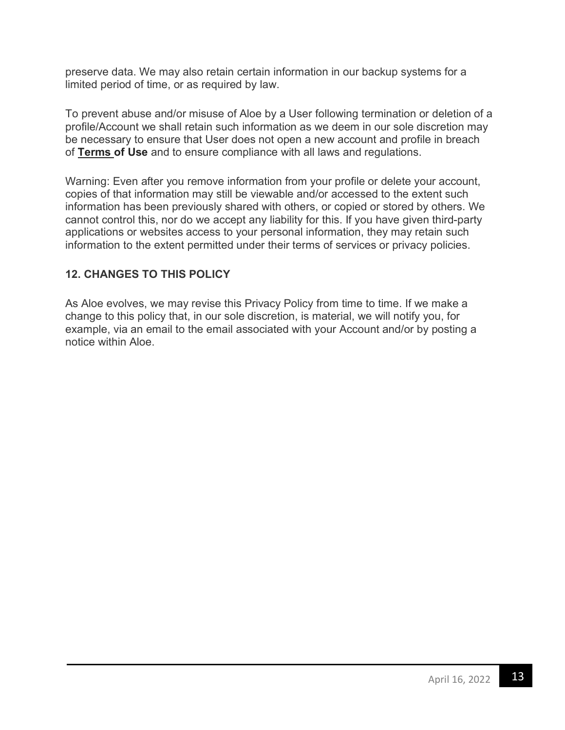preserve data. We may also retain certain information in our backup systems for a limited period of time, or as required by law.

To prevent abuse and/or misuse of Aloe by a User following termination or deletion of a profile/Account we shall retain such information as we deem in our sole discretion may be necessary to ensure that User does not open a new account and profile in breach of **Terms of Use** and to ensure compliance with all laws and regulations.

Warning: Even after you remove information from your profile or delete your account, copies of that information may still be viewable and/or accessed to the extent such information has been previously shared with others, or copied or stored by others. We cannot control this, nor do we accept any liability for this. If you have given third-party applications or websites access to your personal information, they may retain such information to the extent permitted under their terms of services or privacy policies.

### 12. CHANGES TO THIS POLICY

As Aloe evolves, we may revise this Privacy Policy from time to time. If we make a change to this policy that, in our sole discretion, is material, we will notify you, for example, via an email to the email associated with your Account and/or by posting a notice within Aloe.